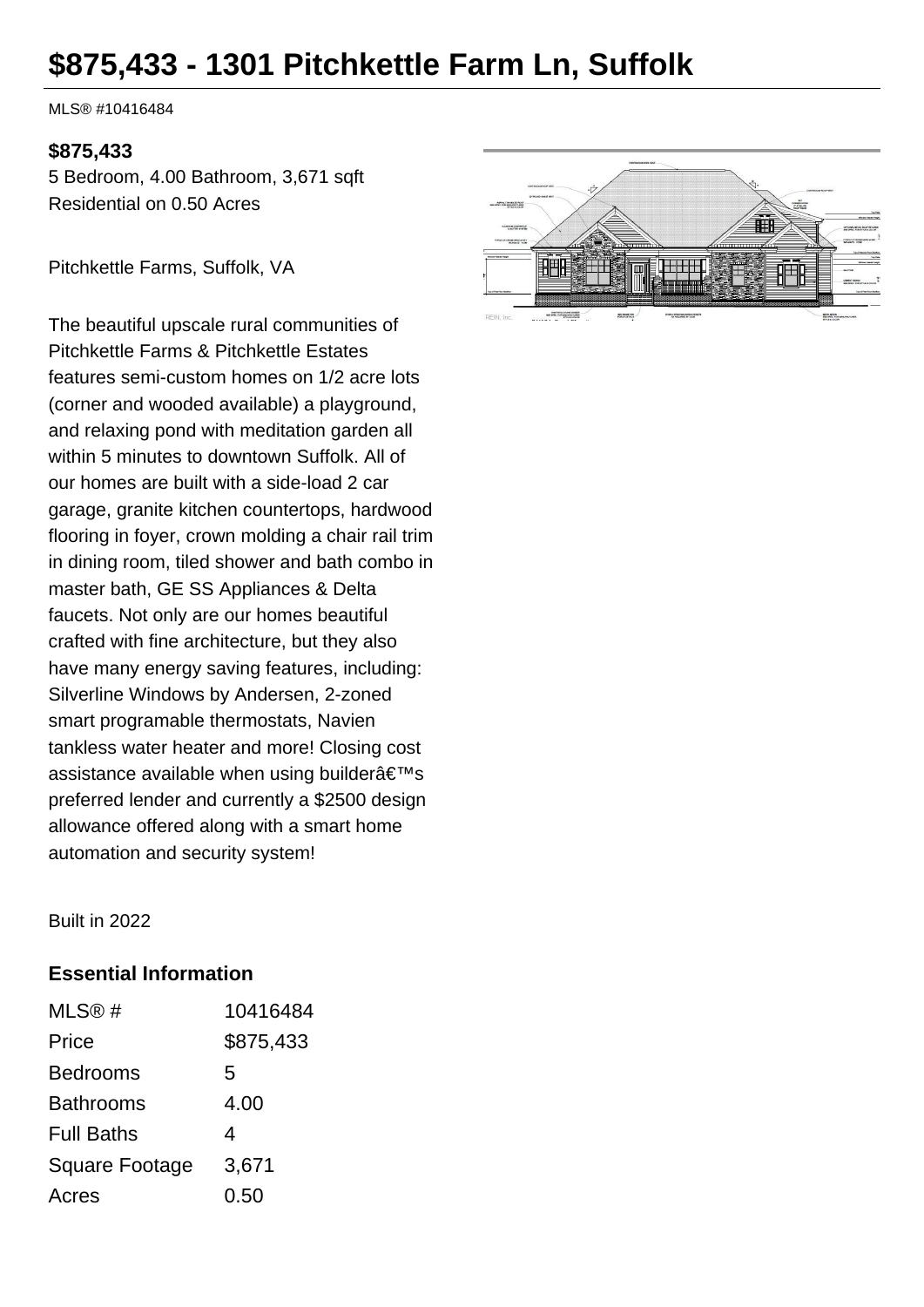# $875,433 - 1301 Pitchkettle Farm Ln, Suffolk

MLS® #10416484

**$875,433**

5 Bedroom, 4.00 Bathroom, 3,671 sqft

Residential on 0.50 Acres

Pitchkettle Farms, Suffolk, VA

The beautiful upscale rural communities of Pitchkettle Farms & Pitchkettle Estates features semi-custom homes on 1/2 acre lots (corner and wooded available) a playground, and relaxing pond with meditation garden all within 5 minutes to downtown Suffolk. All of our homes are built with a side-load 2 car garage, granite kitchen countertops, hardwood flooring in foyer, crown molding a chair rail trim in dining room, tiled shower and bath combo in master bath, GE SS Appliances & Delta faucets. Not only are our homes beautiful crafted with fine architecture, but they also have many energy saving features, including: Silverline Windows by Andersen, 2-zoned smart programable thermostats, Navien tankless water heater and more! Closing cost assistance available when using builderâ€™s preferred lender and currently a $2500 design allowance offered along with a smart home automation and security system!

Built in 2022

## Essential Information

| | |
|---|---|
| MLS® # | 10416484 |
| Price | $875,433 |
| Bedrooms | 5 |
| Bathrooms | 4.00 |
| Full Baths | 4 |
| Square Footage | 3,671 |
| Acres | 0.50 |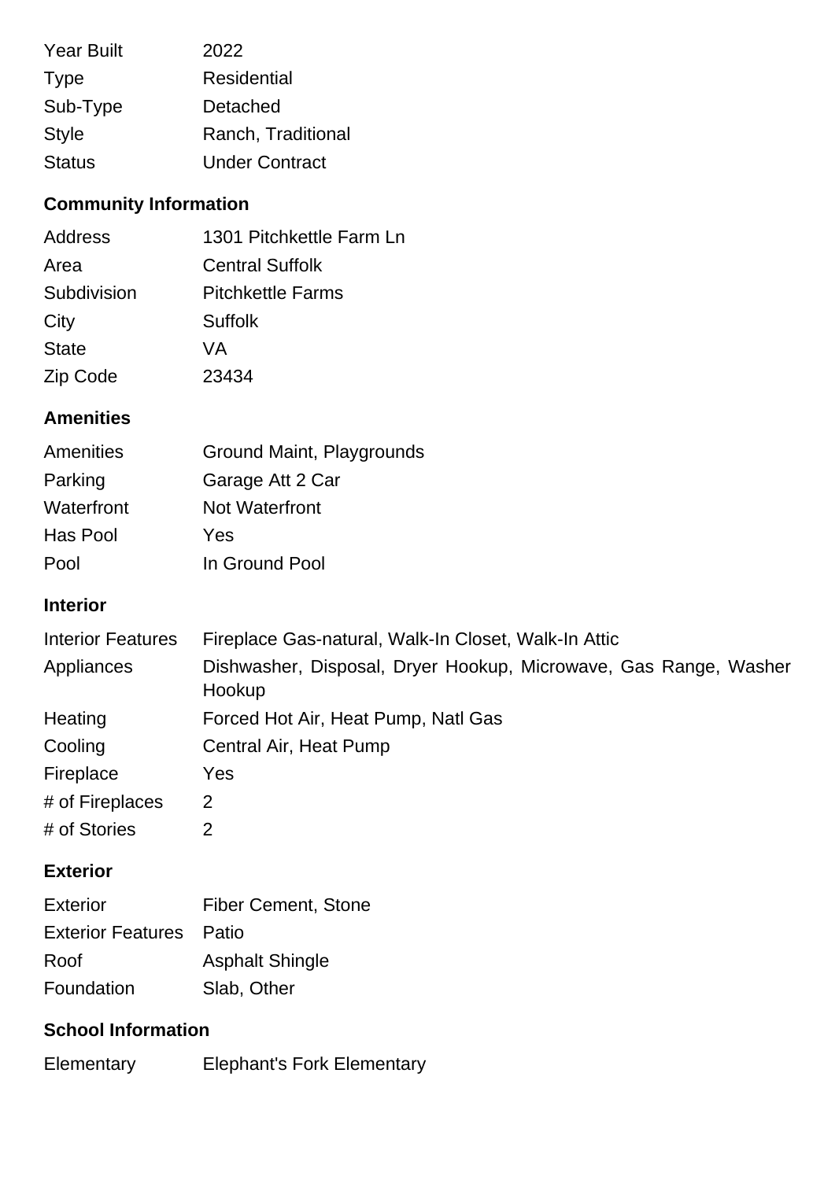| | |
|---|---|
| Year Built | 2022 |
| Type | Residential |
| Sub-Type | Detached |
| Style | Ranch, Traditional |
| Status | Under Contract |

## Community Information

| | |
|---|---|
| Address | 1301 Pitchkettle Farm Ln |
| Area | Central Suffolk |
| Subdivision | Pitchkettle Farms |
| City | Suffolk |
| State | VA |
| Zip Code | 23434 |

## Amenities

| | |
|---|---|
| Amenities | Ground Maint, Playgrounds |
| Parking | Garage Att 2 Car |
| Waterfront | Not Waterfront |
| Has Pool | Yes |
| Pool | In Ground Pool |

## Interior

| | |
|---|---|
| Interior Features | Fireplace Gas-natural, Walk-In Closet, Walk-In Attic |
| Appliances | Dishwasher, Disposal, Dryer Hookup, Microwave, Gas Range, Washer Hookup |
| Heating | Forced Hot Air, Heat Pump, Natl Gas |
| Cooling | Central Air, Heat Pump |
| Fireplace | Yes |
| # of Fireplaces | 2 |
| # of Stories | 2 |

## Exterior

| | |
|---|---|
| Exterior | Fiber Cement, Stone |
| Exterior Features | Patio |
| Roof | Asphalt Shingle |
| Foundation | Slab, Other |

## School Information

| | |
|---|---|
| Elementary | Elephant's Fork Elementary |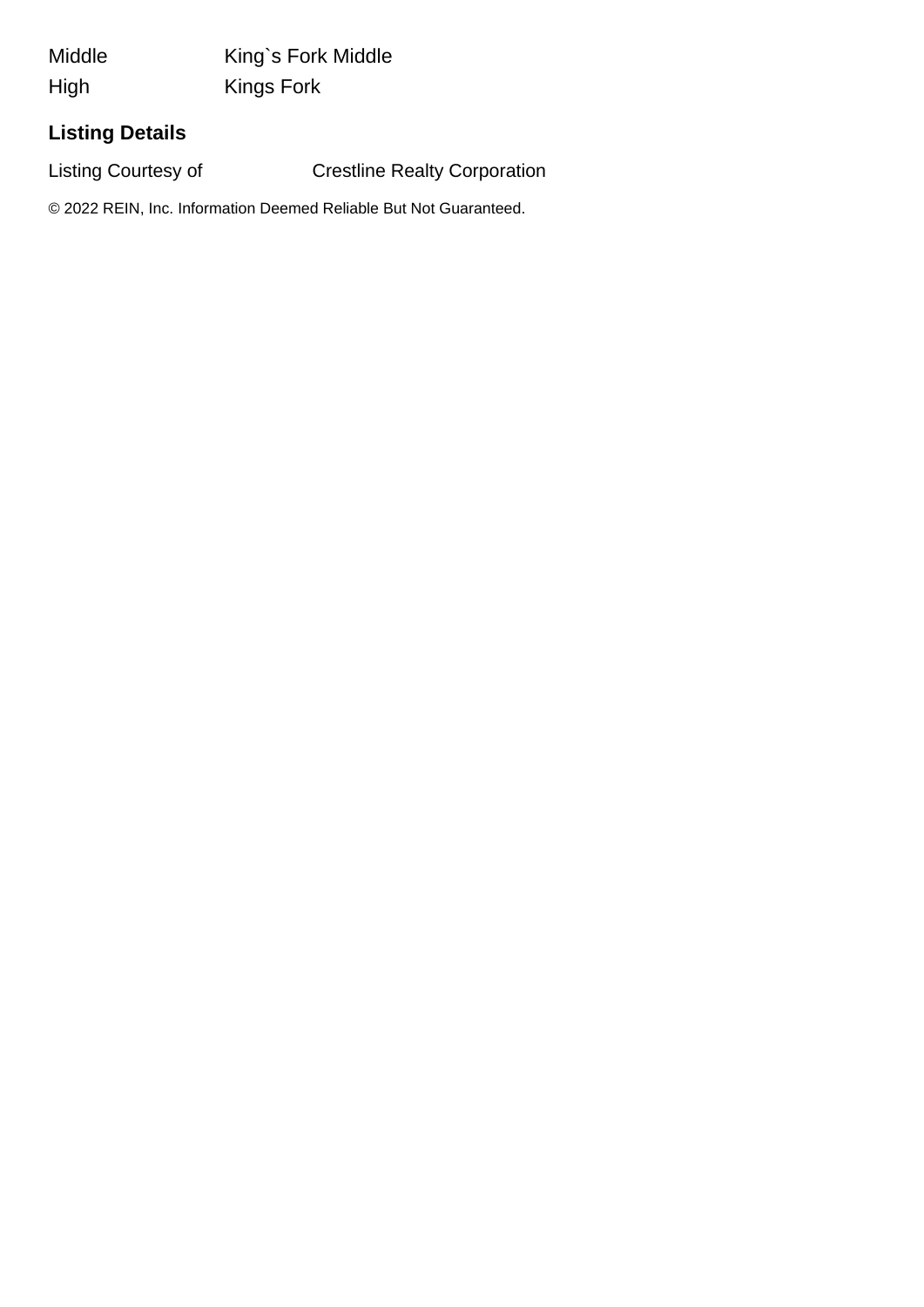| | |
|---|---|
| Middle | King`s Fork Middle |
| High | Kings Fork |

## Listing Details

| | |
|---|---|
| Listing Courtesy of | Crestline Realty Corporation |

© 2022 REIN, Inc. Information Deemed Reliable But Not Guaranteed.